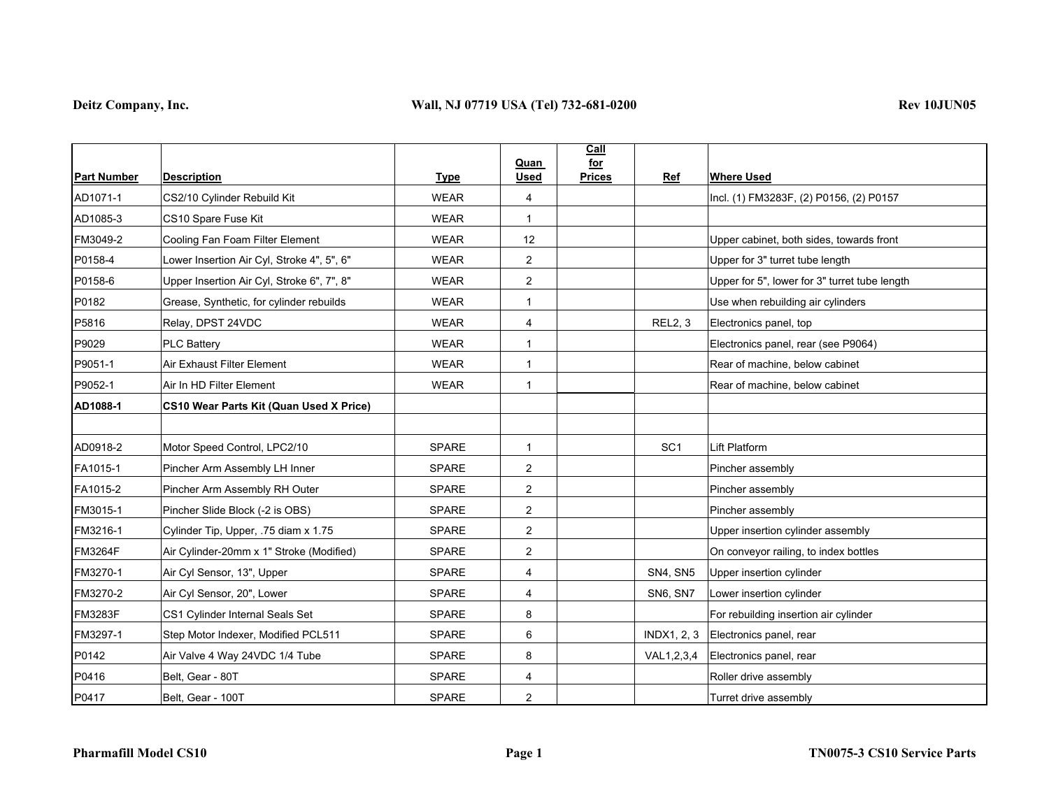| Part Number | Description | Type | Quan Used | Call for Prices | Ref | Where Used |
|---|---|---|---|---|---|---|
| AD1071-1 | CS2/10 Cylinder Rebuild Kit | WEAR | 4 | | | Incl. (1) FM3283F, (2) P0156, (2) P0157 |
| AD1085-3 | CS10 Spare Fuse Kit | WEAR | 1 | | | |
| FM3049-2 | Cooling Fan Foam Filter Element | WEAR | 12 | | | Upper cabinet, both sides, towards front |
| P0158-4 | Lower Insertion Air Cyl, Stroke 4", 5", 6" | WEAR | 2 | | | Upper for 3" turret tube length |
| P0158-6 | Upper Insertion Air Cyl, Stroke 6", 7", 8" | WEAR | 2 | | | Upper for 5", lower for 3" turret tube length |
| P0182 | Grease, Synthetic, for cylinder rebuilds | WEAR | 1 | | | Use when rebuilding air cylinders |
| P5816 | Relay, DPST 24VDC | WEAR | 4 | | REL2, 3 | Electronics panel, top |
| P9029 | PLC Battery | WEAR | 1 | | | Electronics panel, rear (see P9064) |
| P9051-1 | Air Exhaust Filter Element | WEAR | 1 | | | Rear of machine, below cabinet |
| P9052-1 | Air In HD Filter Element | WEAR | 1 | | | Rear of machine, below cabinet |
| **AD1088-1** | **CS10 Wear Parts Kit (Quan Used X Price)** | | | | | |
| | | | | | | |
| AD0918-2 | Motor Speed Control, LPC2/10 | SPARE | 1 | | SC1 | Lift Platform |
| FA1015-1 | Pincher Arm Assembly LH Inner | SPARE | 2 | | | Pincher assembly |
| FA1015-2 | Pincher Arm Assembly RH Outer | SPARE | 2 | | | Pincher assembly |
| FM3015-1 | Pincher Slide Block (-2 is OBS) | SPARE | 2 | | | Pincher assembly |
| FM3216-1 | Cylinder Tip, Upper, .75 diam x 1.75 | SPARE | 2 | | | Upper insertion cylinder assembly |
| FM3264F | Air Cylinder-20mm x 1" Stroke (Modified) | SPARE | 2 | | | On conveyor railing, to index bottles |
| FM3270-1 | Air Cyl Sensor, 13", Upper | SPARE | 4 | | SN4, SN5 | Upper insertion cylinder |
| FM3270-2 | Air Cyl Sensor, 20", Lower | SPARE | 4 | | SN6, SN7 | Lower insertion cylinder |
| FM3283F | CS1 Cylinder Internal Seals Set | SPARE | 8 | | | For rebuilding insertion air cylinder |
| FM3297-1 | Step Motor Indexer, Modified PCL511 | SPARE | 6 | | INDX1, 2, 3 | Electronics panel, rear |
| P0142 | Air Valve 4 Way 24VDC 1/4 Tube | SPARE | 8 | | VAL1,2,3,4 | Electronics panel, rear |
| P0416 | Belt, Gear - 80T | SPARE | 4 | | | Roller drive assembly |
| P0417 | Belt, Gear - 100T | SPARE | 2 | | | Turret drive assembly |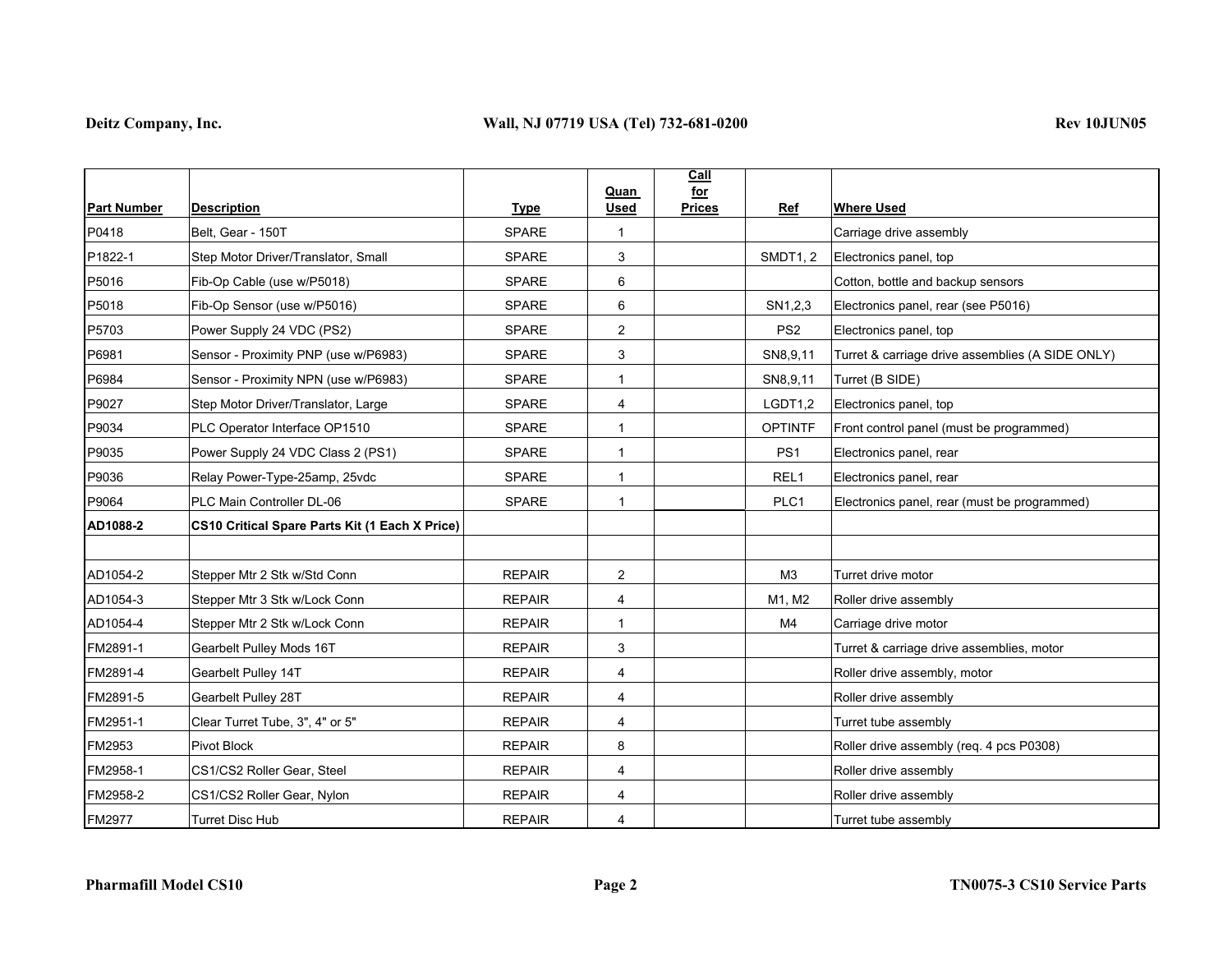| Part Number | Description | Type | Quan Used | Call for Prices | Ref | Where Used |
|---|---|---|---|---|---|---|
| P0418 | Belt, Gear - 150T | SPARE | 1 | | | Carriage drive assembly |
| P1822-1 | Step Motor Driver/Translator, Small | SPARE | 3 | | SMDT1, 2 | Electronics panel, top |
| P5016 | Fib-Op Cable (use w/P5018) | SPARE | 6 | | | Cotton, bottle and backup sensors |
| P5018 | Fib-Op Sensor (use w/P5016) | SPARE | 6 | | SN1,2,3 | Electronics panel, rear (see P5016) |
| P5703 | Power Supply 24 VDC (PS2) | SPARE | 2 | | PS2 | Electronics panel, top |
| P6981 | Sensor - Proximity PNP (use w/P6983) | SPARE | 3 | | SN8,9,11 | Turret & carriage drive assemblies (A SIDE ONLY) |
| P6984 | Sensor - Proximity NPN (use w/P6983) | SPARE | 1 | | SN8,9,11 | Turret (B SIDE) |
| P9027 | Step Motor Driver/Translator, Large | SPARE | 4 | | LGDT1,2 | Electronics panel, top |
| P9034 | PLC Operator Interface OP1510 | SPARE | 1 | | OPTINTF | Front control panel (must be programmed) |
| P9035 | Power Supply 24 VDC Class 2 (PS1) | SPARE | 1 | | PS1 | Electronics panel, rear |
| P9036 | Relay Power-Type-25amp, 25vdc | SPARE | 1 | | REL1 | Electronics panel, rear |
| P9064 | PLC Main Controller DL-06 | SPARE | 1 | | PLC1 | Electronics panel, rear (must be programmed) |
| **AD1088-2** | **CS10 Critical Spare Parts Kit (1 Each X Price)** | | | | | |
| | | | | | | |
| AD1054-2 | Stepper Mtr 2 Stk w/Std Conn | REPAIR | 2 | | M3 | Turret drive motor |
| AD1054-3 | Stepper Mtr 3 Stk w/Lock Conn | REPAIR | 4 | | M1, M2 | Roller drive assembly |
| AD1054-4 | Stepper Mtr 2 Stk w/Lock Conn | REPAIR | 1 | | M4 | Carriage drive motor |
| FM2891-1 | Gearbelt Pulley Mods 16T | REPAIR | 3 | | | Turret & carriage drive assemblies, motor |
| FM2891-4 | Gearbelt Pulley 14T | REPAIR | 4 | | | Roller drive assembly, motor |
| FM2891-5 | Gearbelt Pulley 28T | REPAIR | 4 | | | Roller drive assembly |
| FM2951-1 | Clear Turret Tube, 3", 4" or 5" | REPAIR | 4 | | | Turret tube assembly |
| FM2953 | Pivot Block | REPAIR | 8 | | | Roller drive assembly (req. 4 pcs P0308) |
| FM2958-1 | CS1/CS2 Roller Gear, Steel | REPAIR | 4 | | | Roller drive assembly |
| FM2958-2 | CS1/CS2 Roller Gear, Nylon | REPAIR | 4 | | | Roller drive assembly |
| FM2977 | Turret Disc Hub | REPAIR | 4 | | | Turret tube assembly |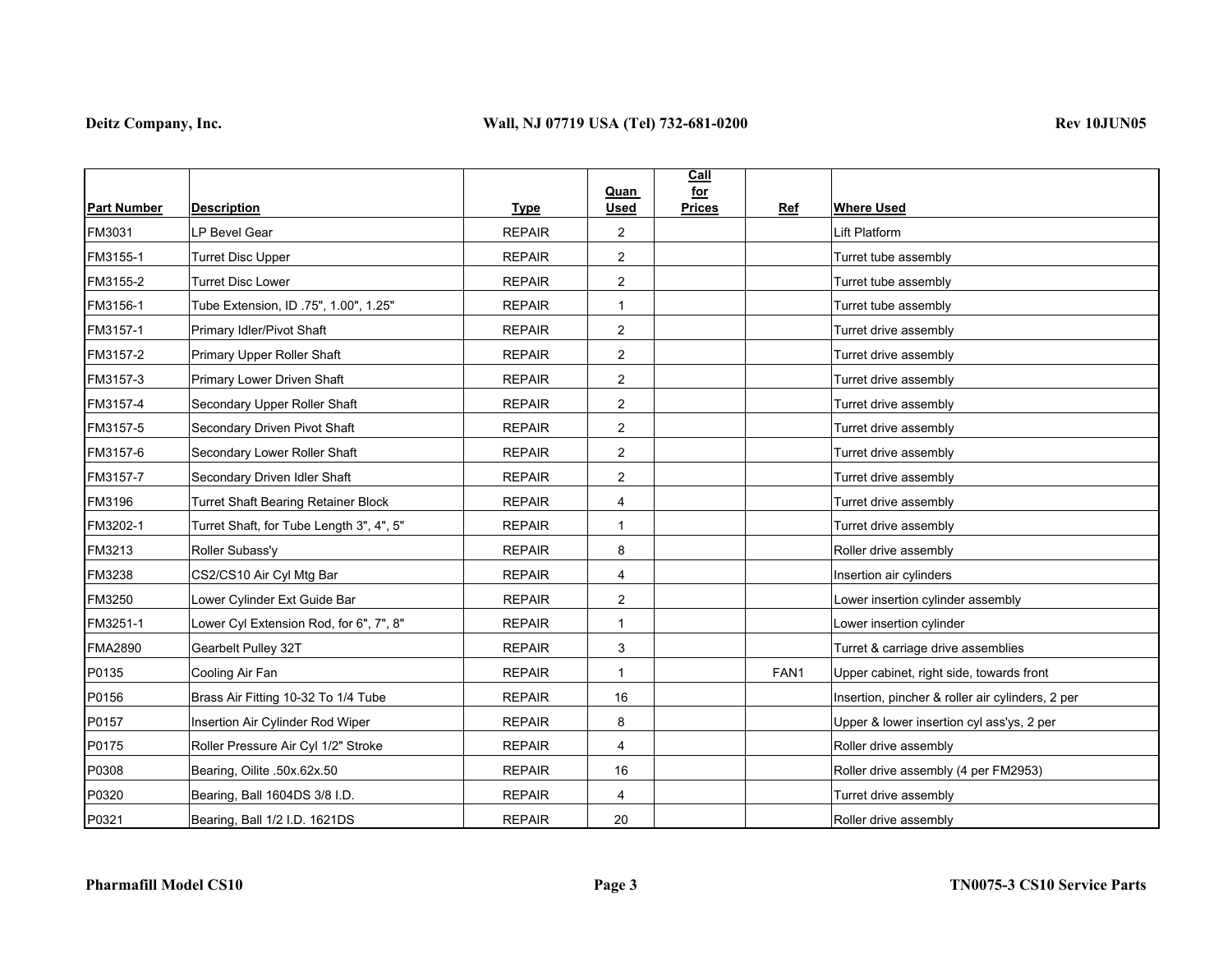| Part Number | Description | Type | Quan Used | Call for Prices | Ref | Where Used |
|---|---|---|---|---|---|---|
| FM3031 | LP Bevel Gear | REPAIR | 2 | | | Lift Platform |
| FM3155-1 | Turret Disc Upper | REPAIR | 2 | | | Turret tube assembly |
| FM3155-2 | Turret Disc Lower | REPAIR | 2 | | | Turret tube assembly |
| FM3156-1 | Tube Extension, ID .75", 1.00", 1.25" | REPAIR | 1 | | | Turret tube assembly |
| FM3157-1 | Primary Idler/Pivot Shaft | REPAIR | 2 | | | Turret drive assembly |
| FM3157-2 | Primary Upper Roller Shaft | REPAIR | 2 | | | Turret drive assembly |
| FM3157-3 | Primary Lower Driven Shaft | REPAIR | 2 | | | Turret drive assembly |
| FM3157-4 | Secondary Upper Roller Shaft | REPAIR | 2 | | | Turret drive assembly |
| FM3157-5 | Secondary Driven Pivot Shaft | REPAIR | 2 | | | Turret drive assembly |
| FM3157-6 | Secondary Lower Roller Shaft | REPAIR | 2 | | | Turret drive assembly |
| FM3157-7 | Secondary Driven Idler Shaft | REPAIR | 2 | | | Turret drive assembly |
| FM3196 | Turret Shaft Bearing Retainer Block | REPAIR | 4 | | | Turret drive assembly |
| FM3202-1 | Turret Shaft, for Tube Length 3", 4", 5" | REPAIR | 1 | | | Turret drive assembly |
| FM3213 | Roller Subass'y | REPAIR | 8 | | | Roller drive assembly |
| FM3238 | CS2/CS10 Air Cyl Mtg Bar | REPAIR | 4 | | | Insertion air cylinders |
| FM3250 | Lower Cylinder Ext Guide Bar | REPAIR | 2 | | | Lower insertion cylinder assembly |
| FM3251-1 | Lower Cyl Extension Rod, for 6", 7", 8" | REPAIR | 1 | | | Lower insertion cylinder |
| FMA2890 | Gearbelt Pulley 32T | REPAIR | 3 | | | Turret & carriage drive assemblies |
| P0135 | Cooling Air Fan | REPAIR | 1 | | FAN1 | Upper cabinet, right side, towards front |
| P0156 | Brass Air Fitting 10-32 To 1/4 Tube | REPAIR | 16 | | | Insertion, pincher & roller air cylinders, 2 per |
| P0157 | Insertion Air Cylinder Rod Wiper | REPAIR | 8 | | | Upper & lower insertion cyl ass'ys, 2 per |
| P0175 | Roller Pressure Air Cyl 1/2" Stroke | REPAIR | 4 | | | Roller drive assembly |
| P0308 | Bearing, Oilite .50x.62x.50 | REPAIR | 16 | | | Roller drive assembly (4 per FM2953) |
| P0320 | Bearing, Ball 1604DS 3/8 I.D. | REPAIR | 4 | | | Turret drive assembly |
| P0321 | Bearing, Ball 1/2 I.D. 1621DS | REPAIR | 20 | | | Roller drive assembly |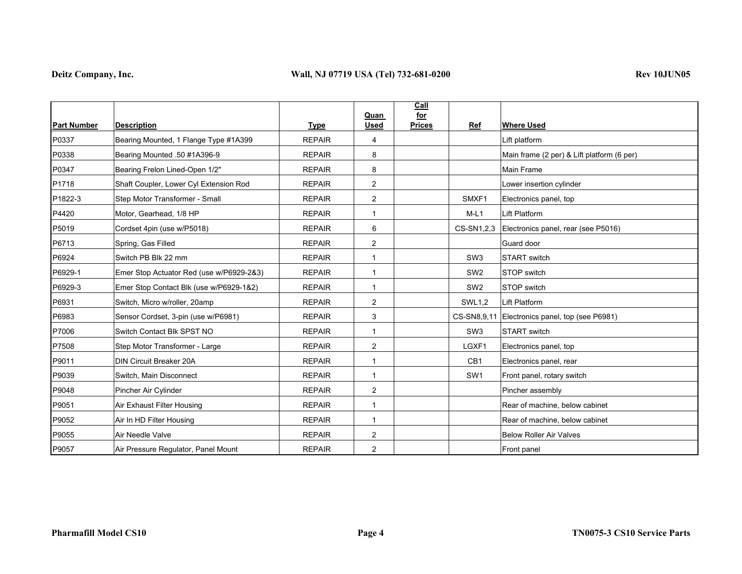| Part Number | Description | Type | Quan Used | Call for Prices | Ref | Where Used |
|---|---|---|---|---|---|---|
| P0337 | Bearing Mounted, 1 Flange Type #1A399 | REPAIR | 4 | | | Lift platform |
| P0338 | Bearing Mounted .50 #1A396-9 | REPAIR | 8 | | | Main frame (2 per) & Lift platform (6 per) |
| P0347 | Bearing Frelon Lined-Open 1/2" | REPAIR | 8 | | | Main Frame |
| P1718 | Shaft Coupler, Lower Cyl Extension Rod | REPAIR | 2 | | | Lower insertion cylinder |
| P1822-3 | Step Motor Transformer - Small | REPAIR | 2 | | SMXF1 | Electronics panel, top |
| P4420 | Motor, Gearhead, 1/8 HP | REPAIR | 1 | | M-L1 | Lift Platform |
| P5019 | Cordset 4pin (use w/P5018) | REPAIR | 6 | | CS-SN1,2,3 | Electronics panel, rear (see P5016) |
| P6713 | Spring, Gas Filled | REPAIR | 2 | | | Guard door |
| P6924 | Switch PB Blk 22 mm | REPAIR | 1 | | SW3 | START switch |
| P6929-1 | Emer Stop Actuator Red (use w/P6929-2&3) | REPAIR | 1 | | SW2 | STOP switch |
| P6929-3 | Emer Stop Contact Blk (use w/P6929-1&2) | REPAIR | 1 | | SW2 | STOP switch |
| P6931 | Switch, Micro w/roller, 20amp | REPAIR | 2 | | SWL1,2 | Lift Platform |
| P6983 | Sensor Cordset, 3-pin (use w/P6981) | REPAIR | 3 | | CS-SN8,9,11 | Electronics panel, top (see P6981) |
| P7006 | Switch Contact Blk SPST NO | REPAIR | 1 | | SW3 | START switch |
| P7508 | Step Motor Transformer - Large | REPAIR | 2 | | LGXF1 | Electronics panel, top |
| P9011 | DIN Circuit Breaker 20A | REPAIR | 1 | | CB1 | Electronics panel, rear |
| P9039 | Switch, Main Disconnect | REPAIR | 1 | | SW1 | Front panel, rotary switch |
| P9048 | Pincher Air Cylinder | REPAIR | 2 | | | Pincher assembly |
| P9051 | Air Exhaust Filter Housing | REPAIR | 1 | | | Rear of machine, below cabinet |
| P9052 | Air In HD Filter Housing | REPAIR | 1 | | | Rear of machine, below cabinet |
| P9055 | Air Needle Valve | REPAIR | 2 | | | Below Roller Air Valves |
| P9057 | Air Pressure Regulator, Panel Mount | REPAIR | 2 | | | Front panel |